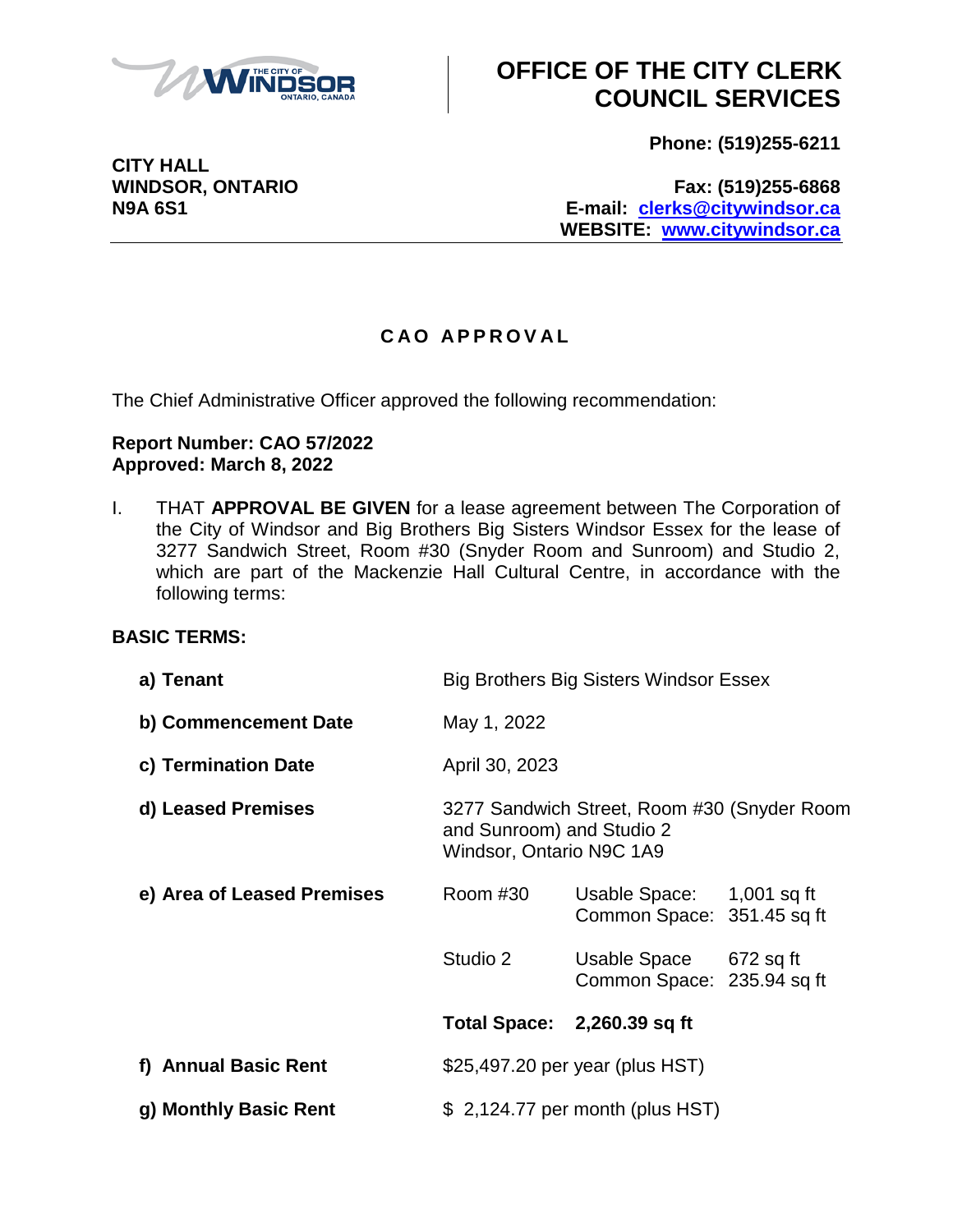# OFFICE OF THE CITY CLERK COUNCIL SERVICES

**Phone: (519)255-6211**

**CITY HALL**
**WINDSOR, ONTARIO**
**N9A 6S1**

**Fax: (519)255-6868**
**E-mail: clerks@citywindsor.ca**
**WEBSITE: www.citywindsor.ca**

## C A O  A P P R O V A L

The Chief Administrative Officer approved the following recommendation:

**Report Number: CAO 57/2022**
**Approved: March 8, 2022**

I. THAT **APPROVAL BE GIVEN** for a lease agreement between The Corporation of the City of Windsor and Big Brothers Big Sisters Windsor Essex for the lease of 3277 Sandwich Street, Room #30 (Snyder Room and Sunroom) and Studio 2, which are part of the Mackenzie Hall Cultural Centre, in accordance with the following terms:

**BASIC TERMS:**

| | | | |
|---|---|---|---|
| **a) Tenant** | Big Brothers Big Sisters Windsor Essex | | |
| **b) Commencement Date** | May 1, 2022 | | |
| **c) Termination Date** | April 30, 2023 | | |
| **d) Leased Premises** | 3277 Sandwich Street, Room #30 (Snyder Room and Sunroom) and Studio 2<br>Windsor, Ontario N9C 1A9 | | |
| **e) Area of Leased Premises** | Room #30 | Usable Space:<br>Common Space: | 1,001 sq ft<br>351.45 sq ft |
| | Studio 2 | Usable Space<br>Common Space: | 672 sq ft<br>235.94 sq ft |
| | **Total Space:** | **2,260.39 sq ft** | |
| **f) Annual Basic Rent** | $25,497.20 per year (plus HST) | | |
| **g) Monthly Basic Rent** | $ 2,124.77 per month (plus HST) | | |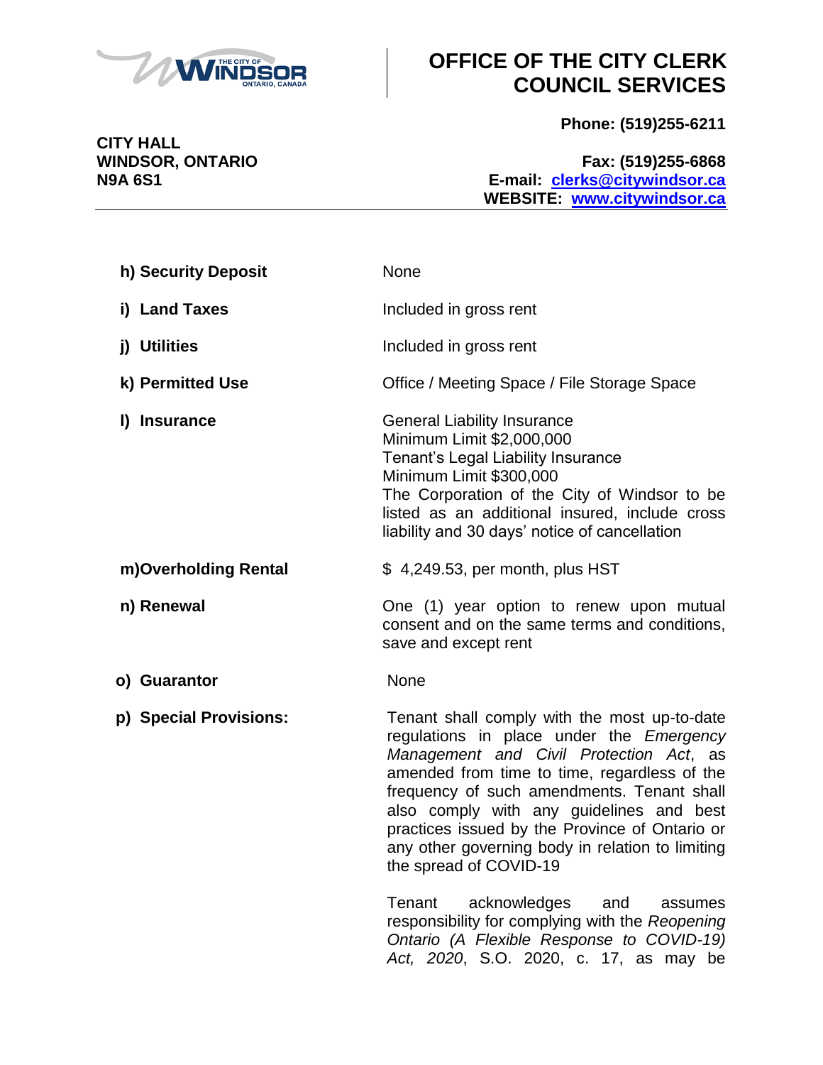**OFFICE OF THE CITY CLERK**
**COUNCIL SERVICES**

**Phone: (519)255-6211**

**CITY HALL**
**WINDSOR, ONTARIO**
**N9A 6S1**

**Fax: (519)255-6868**
**E-mail: clerks@citywindsor.ca**
**WEBSITE: www.citywindsor.ca**

---

| | |
|---|---|
| **h) Security Deposit** | None |
| **i) Land Taxes** | Included in gross rent |
| **j) Utilities** | Included in gross rent |
| **k) Permitted Use** | Office / Meeting Space / File Storage Space |
| **l) Insurance** | General Liability Insurance<br>Minimum Limit $2,000,000<br>Tenant's Legal Liability Insurance<br>Minimum Limit $300,000<br>The Corporation of the City of Windsor to be listed as an additional insured, include cross liability and 30 days' notice of cancellation |
| **m)Overholding Rental** | $ 4,249.53, per month, plus HST |
| **n) Renewal** | One (1) year option to renew upon mutual consent and on the same terms and conditions, save and except rent |
| **o) Guarantor** | None |
| **p) Special Provisions:** | Tenant shall comply with the most up-to-date regulations in place under the *Emergency Management and Civil Protection Act*, as amended from time to time, regardless of the frequency of such amendments. Tenant shall also comply with any guidelines and best practices issued by the Province of Ontario or any other governing body in relation to limiting the spread of COVID-19<br><br>Tenant acknowledges and assumes responsibility for complying with the *Reopening Ontario (A Flexible Response to COVID-19) Act, 2020*, S.O. 2020, c. 17, as may be |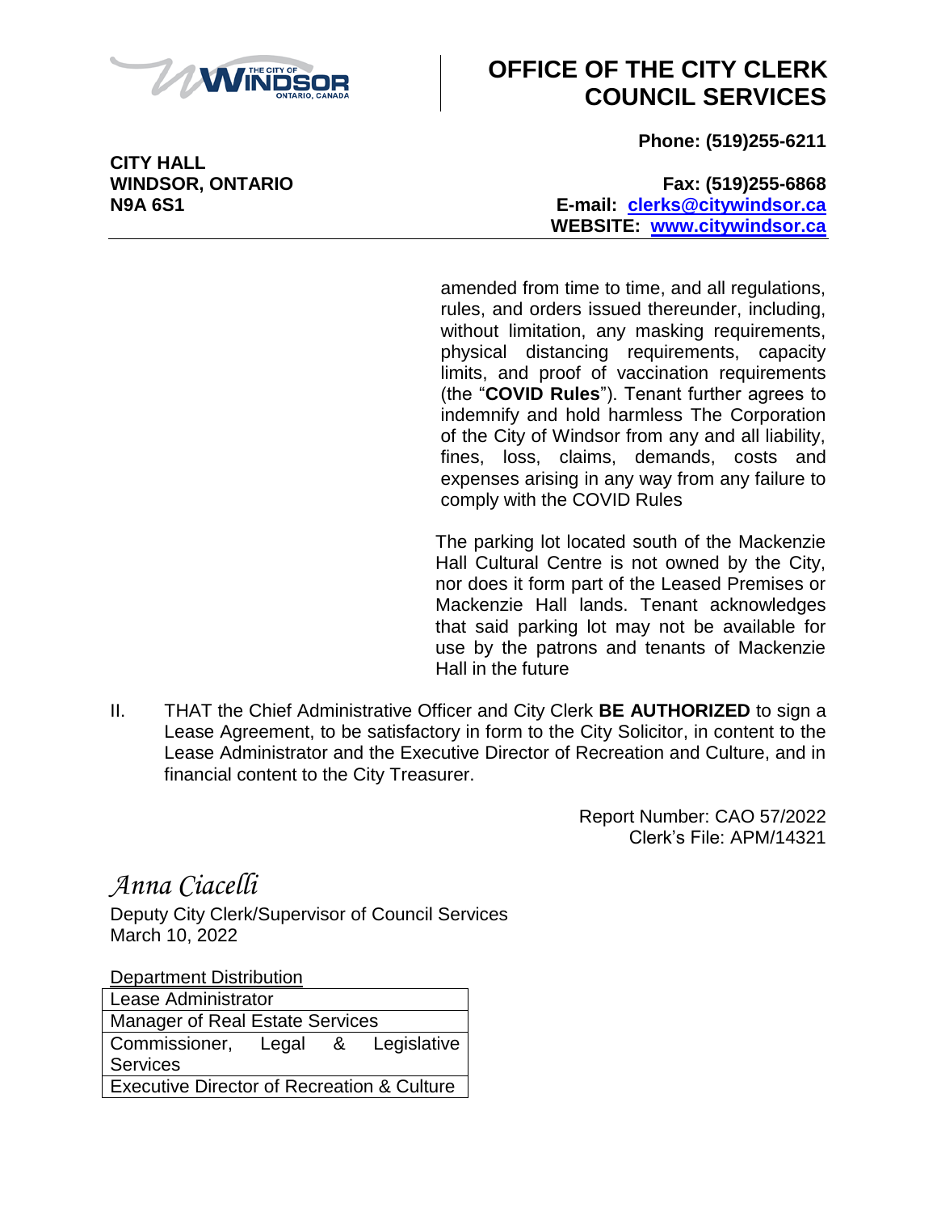**OFFICE OF THE CITY CLERK COUNCIL SERVICES**

**CITY HALL**
**WINDSOR, ONTARIO**
**N9A 6S1**

**Phone: (519)255-6211**

**Fax: (519)255-6868**
**E-mail: clerks@citywindsor.ca**
**WEBSITE: www.citywindsor.ca**

amended from time to time, and all regulations, rules, and orders issued thereunder, including, without limitation, any masking requirements, physical distancing requirements, capacity limits, and proof of vaccination requirements (the "**COVID Rules**"). Tenant further agrees to indemnify and hold harmless The Corporation of the City of Windsor from any and all liability, fines, loss, claims, demands, costs and expenses arising in any way from any failure to comply with the COVID Rules

The parking lot located south of the Mackenzie Hall Cultural Centre is not owned by the City, nor does it form part of the Leased Premises or Mackenzie Hall lands. Tenant acknowledges that said parking lot may not be available for use by the patrons and tenants of Mackenzie Hall in the future

II. THAT the Chief Administrative Officer and City Clerk **BE AUTHORIZED** to sign a Lease Agreement, to be satisfactory in form to the City Solicitor, in content to the Lease Administrator and the Executive Director of Recreation and Culture, and in financial content to the City Treasurer.

Report Number: CAO 57/2022
Clerk's File: APM/14321

*Anna Ciacelli*
Deputy City Clerk/Supervisor of Council Services
March 10, 2022

Department Distribution

| |
|---|
| Lease Administrator |
| Manager of Real Estate Services |
| Commissioner, Legal & Legislative Services |
| Executive Director of Recreation & Culture |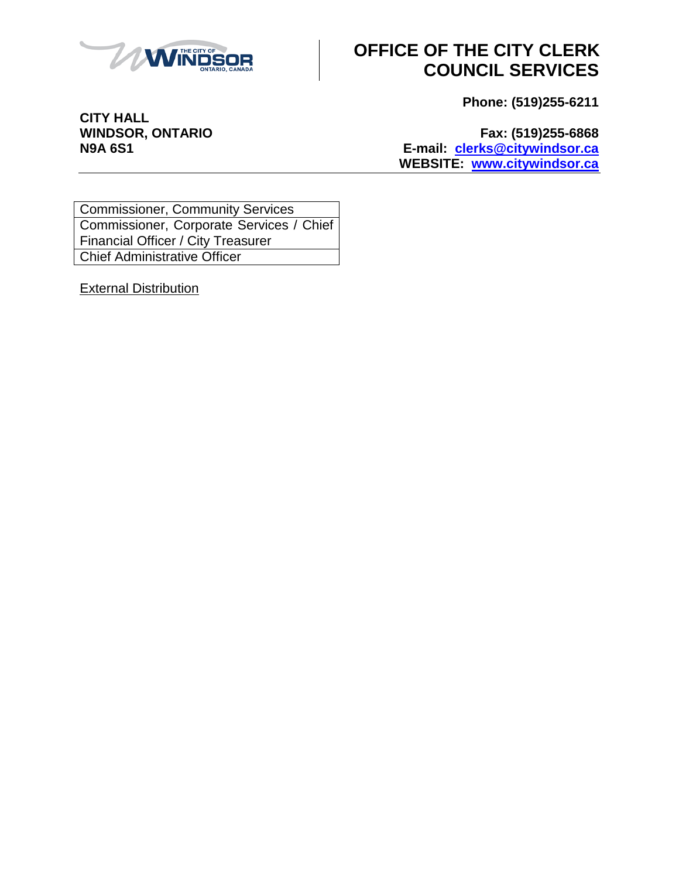# OFFICE OF THE CITY CLERK
# COUNCIL SERVICES

**CITY HALL**
**WINDSOR, ONTARIO**
**N9A 6S1**

**Phone: (519)255-6211**

**Fax: (519)255-6868**
**E-mail: clerks@citywindsor.ca**
**WEBSITE: www.citywindsor.ca**

| |
|---|
| Commissioner, Community Services |
| Commissioner, Corporate Services / Chief Financial Officer / City Treasurer |
| Chief Administrative Officer |

External Distribution